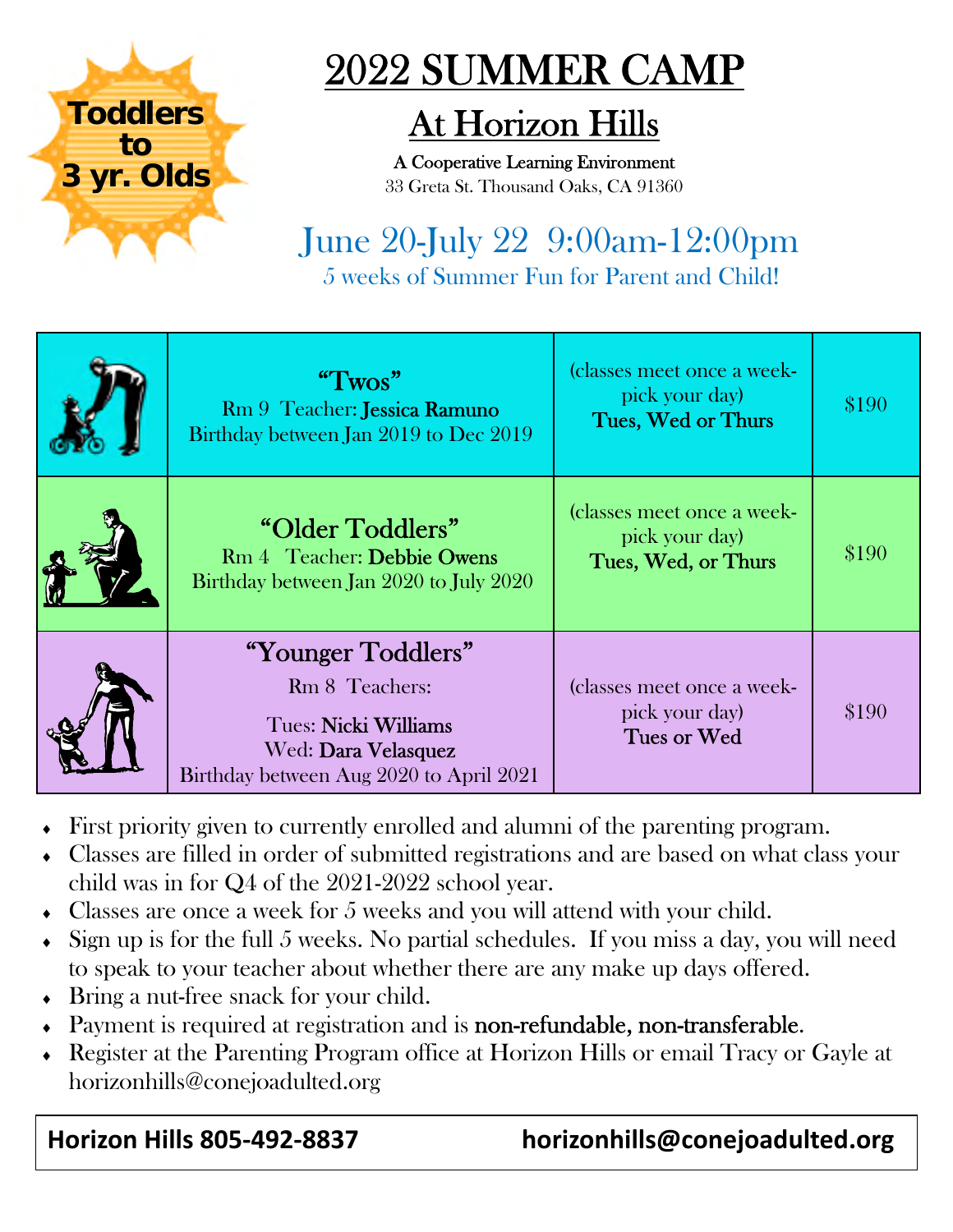**Toddlers to 3 yr. Olds**

# 2022 SUMMER CAMP

## At Horizon Hills

**A Cooperative Learning Environment**
33 Greta St. Thousand Oaks, CA 91360

## June 20-July 22 9:00am-12:00pm

5 weeks of Summer Fun for Parent and Child!

| | Class | Schedule | Price |
|---|---|---|---|
| | "Twos"<br>Rm 9 Teacher: **Jessica Ramuno**<br>Birthday between Jan 2019 to Dec 2019 | (classes meet once a week- pick your day)<br>**Tues, Wed or Thurs** | $190 |
| | "Older Toddlers"<br>Rm 4 Teacher: **Debbie Owens**<br>Birthday between Jan 2020 to July 2020 | (classes meet once a week- pick your day)<br>**Tues, Wed, or Thurs** | $190 |
| | "Younger Toddlers"<br>Rm 8 Teachers:<br>Tues: **Nicki Williams**<br>Wed: **Dara Velasquez**<br>Birthday between Aug 2020 to April 2021 | (classes meet once a week- pick your day)<br>**Tues or Wed** | $190 |

- First priority given to currently enrolled and alumni of the parenting program.
- Classes are filled in order of submitted registrations and are based on what class your child was in for Q4 of the 2021-2022 school year.
- Classes are once a week for 5 weeks and you will attend with your child.
- Sign up is for the full 5 weeks. No partial schedules. If you miss a day, you will need to speak to your teacher about whether there are any make up days offered.
- Bring a nut-free snack for your child.
- Payment is required at registration and is **non-refundable, non-transferable**.
- Register at the Parenting Program office at Horizon Hills or email Tracy or Gayle at horizonhills@conejoadulted.org

**Horizon Hills 805-492-8837** **horizonhills@conejoadulted.org**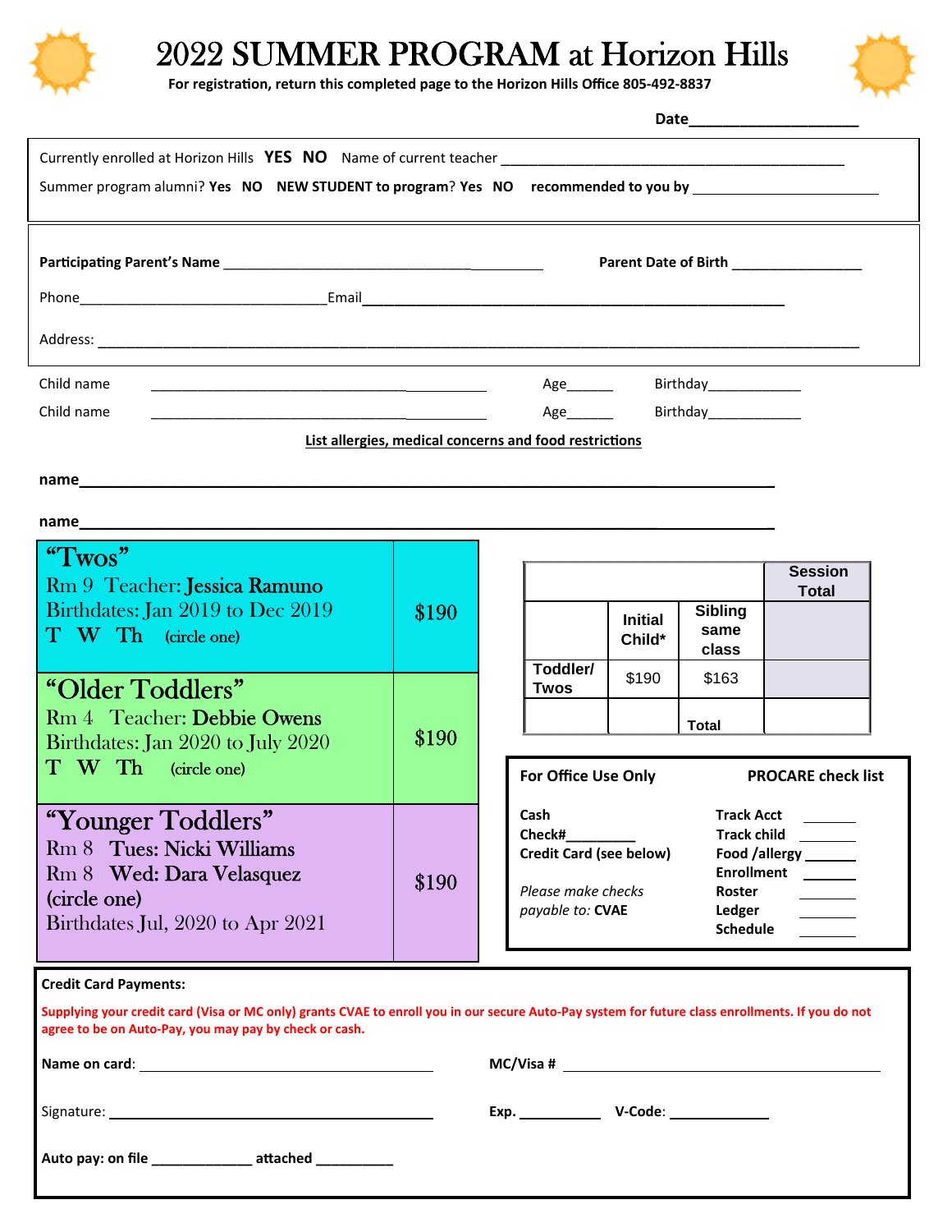# 2022 SUMMER PROGRAM at Horizon Hills

**For registration, return this completed page to the Horizon Hills Office 805-492-8837**

**Date____________________**

Currently enrolled at Horizon Hills **YES NO** Name of current teacher ___________________________________________

Summer program alumni? **Yes NO** **NEW STUDENT to program? Yes NO** **recommended to you by** ________________________

**Participating Parent's Name** ___________________________________________ **Parent Date of Birth** ________________

Phone_______________________________Email_____________________________________________________

Address: _______________________________________________________________________________________________

Child name ___________________________________________ Age______ Birthday____________

Child name ___________________________________________ Age______ Birthday____________

**List allergies, medical concerns and food restrictions**

**name**_____________________________________________________________________________________

**name**_____________________________________________________________________________________

| Class | Price |
|---|---|
| **"Twos"** Rm 9 Teacher: **Jessica Ramuno** Birthdates: Jan 2019 to Dec 2019 **T W Th** (circle one) | $190 |
| **"Older Toddlers"** Rm 4 Teacher: **Debbie Owens** Birthdates: Jan 2020 to July 2020 **T W Th** (circle one) | $190 |
| **"Younger Toddlers"** Rm 8 **Tues: Nicki Williams** Rm 8 **Wed: Dara Velasquez** (circle one) Birthdates Jul, 2020 to Apr 2021 | $190 |

| | | | **Session Total** |
|---|---|---|---|
| | **Initial Child*** | **Sibling same class** | |
| **Toddler/ Twos** | $190 | $163 | |
| | | **Total** | |

**For Office Use Only**

**Cash**
**Check#_________**
**Credit Card (see below)**

*Please make checks payable to:* **CVAE**

**PROCARE check list**

**Track Acct** ________
**Track child** ________
**Food /allergy** ______
**Enrollment** ______
**Roster** ________
**Ledger** ________
**Schedule** ________

**Credit Card Payments:**

**Supplying your credit card (Visa or MC only) grants CVAE to enroll you in our secure Auto-Pay system for future class enrollments. If you do not agree to be on Auto-Pay, you may pay by check or cash.**

**Name on card**: ______________________________ **MC/Visa #** ______________________________

Signature: ______________________________ **Exp.** __________ **V-Code**: ____________

**Auto pay: on file** _____________ **attached** __________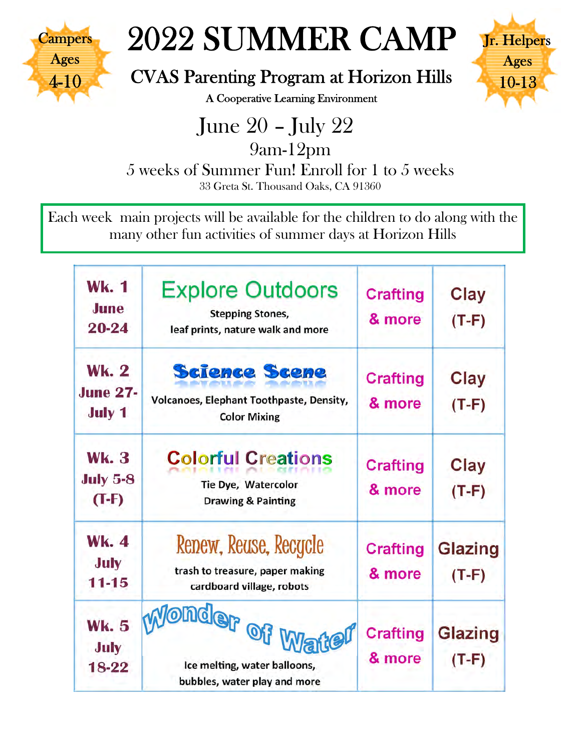Campers Ages 4-10

# 2022 SUMMER CAMP

Jr. Helpers Ages 10-13

## CVAS Parenting Program at Horizon Hills

A Cooperative Learning Environment

## June 20 – July 22

9am-12pm

5 weeks of Summer Fun! Enroll for 1 to 5 weeks

33 Greta St. Thousand Oaks, CA 91360

Each week main projects will be available for the children to do along with the many other fun activities of summer days at Horizon Hills

| | | | |
|---|---|---|---|
| **Wk. 1** June 20-24 | **Explore Outdoors** Stepping Stones, leaf prints, nature walk and more | Crafting & more | Clay (T-F) |
| **Wk. 2** June 27-July 1 | **Science Scene** Volcanoes, Elephant Toothpaste, Density, Color Mixing | Crafting & more | Clay (T-F) |
| **Wk. 3** July 5-8 (T-F) | **Colorful Creations** Tie Dye, Watercolor Drawing & Painting | Crafting & more | Clay (T-F) |
| **Wk. 4** July 11-15 | **Renew, Reuse, Recycle** trash to treasure, paper making cardboard village, robots | Crafting & more | Glazing (T-F) |
| **Wk. 5** July 18-22 | **Wonder of Water** Ice melting, water balloons, bubbles, water play and more | Crafting & more | Glazing (T-F) |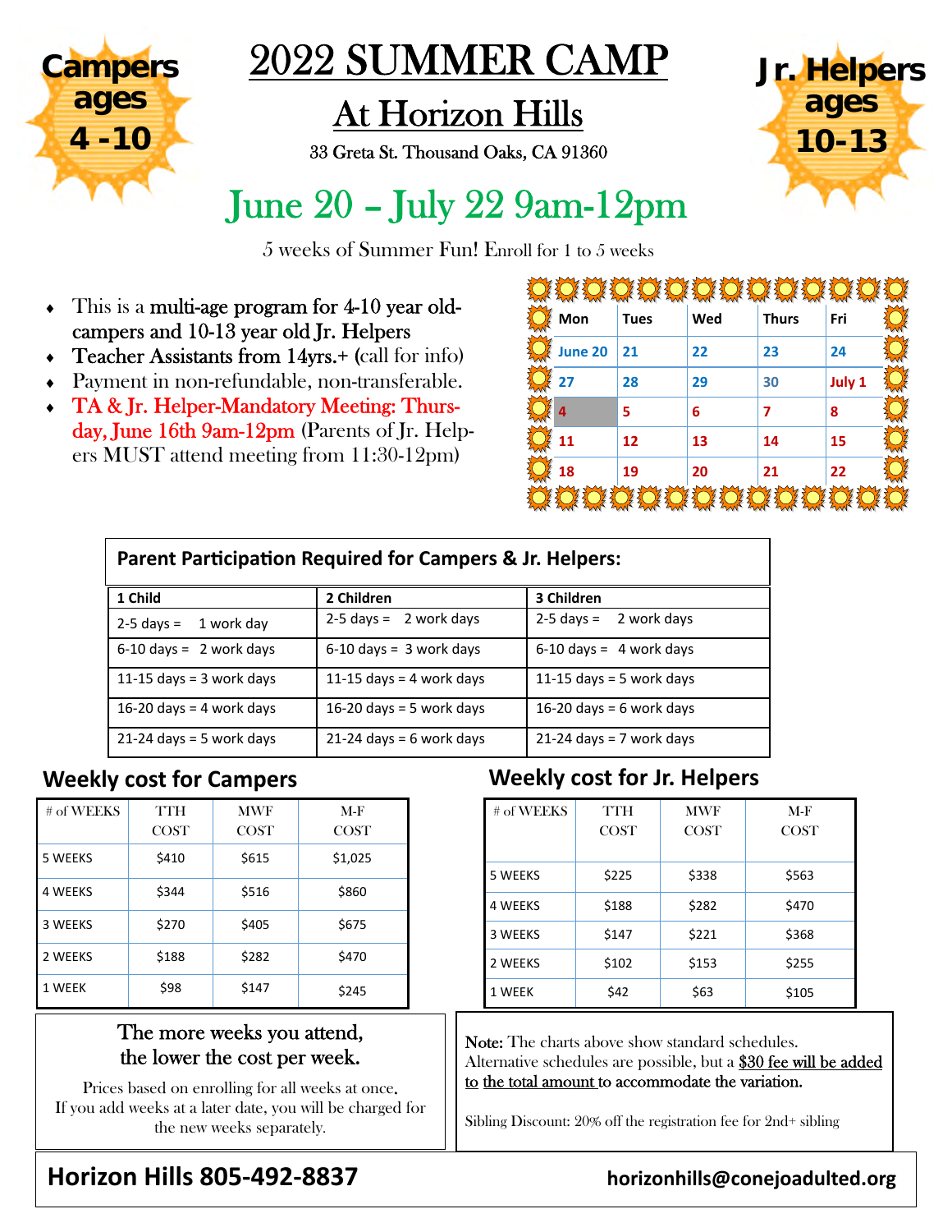**Campers ages 4 - 10**

# 2022 SUMMER CAMP

## At Horizon Hills

33 Greta St. Thousand Oaks, CA 91360

**Jr. Helpers ages 10-13**

## June 20 – July 22 9am-12pm

5 weeks of Summer Fun! Enroll for 1 to 5 weeks

- This is a multi-age program for 4-10 year old-campers and 10-13 year old Jr. Helpers
- Teacher Assistants from 14yrs.+ (call for info)
- Payment in non-refundable, non-transferable.
- TA & Jr. Helper-Mandatory Meeting: Thursday, June 16th 9am-12pm (Parents of Jr. Helpers MUST attend meeting from 11:30-12pm)

| Mon | Tues | Wed | Thurs | Fri |
|---|---|---|---|---|
| June 20 | 21 | 22 | 23 | 24 |
| 27 | 28 | 29 | 30 | July 1 |
| 4 | 5 | 6 | 7 | 8 |
| 11 | 12 | 13 | 14 | 15 |
| 18 | 19 | 20 | 21 | 22 |

**Parent Participation Required for Campers & Jr. Helpers:**

| 1 Child | 2 Children | 3 Children |
|---|---|---|
| 2-5 days = 1 work day | 2-5 days = 2 work days | 2-5 days = 2 work days |
| 6-10 days = 2 work days | 6-10 days = 3 work days | 6-10 days = 4 work days |
| 11-15 days = 3 work days | 11-15 days = 4 work days | 11-15 days = 5 work days |
| 16-20 days = 4 work days | 16-20 days = 5 work days | 16-20 days = 6 work days |
| 21-24 days = 5 work days | 21-24 days = 6 work days | 21-24 days = 7 work days |

### Weekly cost for Campers

| # of WEEKS | TTH COST | MWF COST | M-F COST |
|---|---|---|---|
| 5 WEEKS | $410 | $615 | $1,025 |
| 4 WEEKS | $344 | $516 | $860 |
| 3 WEEKS | $270 | $405 | $675 |
| 2 WEEKS | $188 | $282 | $470 |
| 1 WEEK | $98 | $147 | $245 |

### Weekly cost for Jr. Helpers

| # of WEEKS | TTH COST | MWF COST | M-F COST |
|---|---|---|---|
| 5 WEEKS | $225 | $338 | $563 |
| 4 WEEKS | $188 | $282 | $470 |
| 3 WEEKS | $147 | $221 | $368 |
| 2 WEEKS | $102 | $153 | $255 |
| 1 WEEK | $42 | $63 | $105 |

The more weeks you attend, the lower the cost per week.

Prices based on enrolling for all weeks at once. If you add weeks at a later date, you will be charged for the new weeks separately.

Note: The charts above show standard schedules. Alternative schedules are possible, but a $30 fee will be added to the total amount to accommodate the variation.

Sibling Discount: 20% off the registration fee for 2nd+ sibling

**Horizon Hills 805-492-8837**

**horizonhills@conejoadulted.org**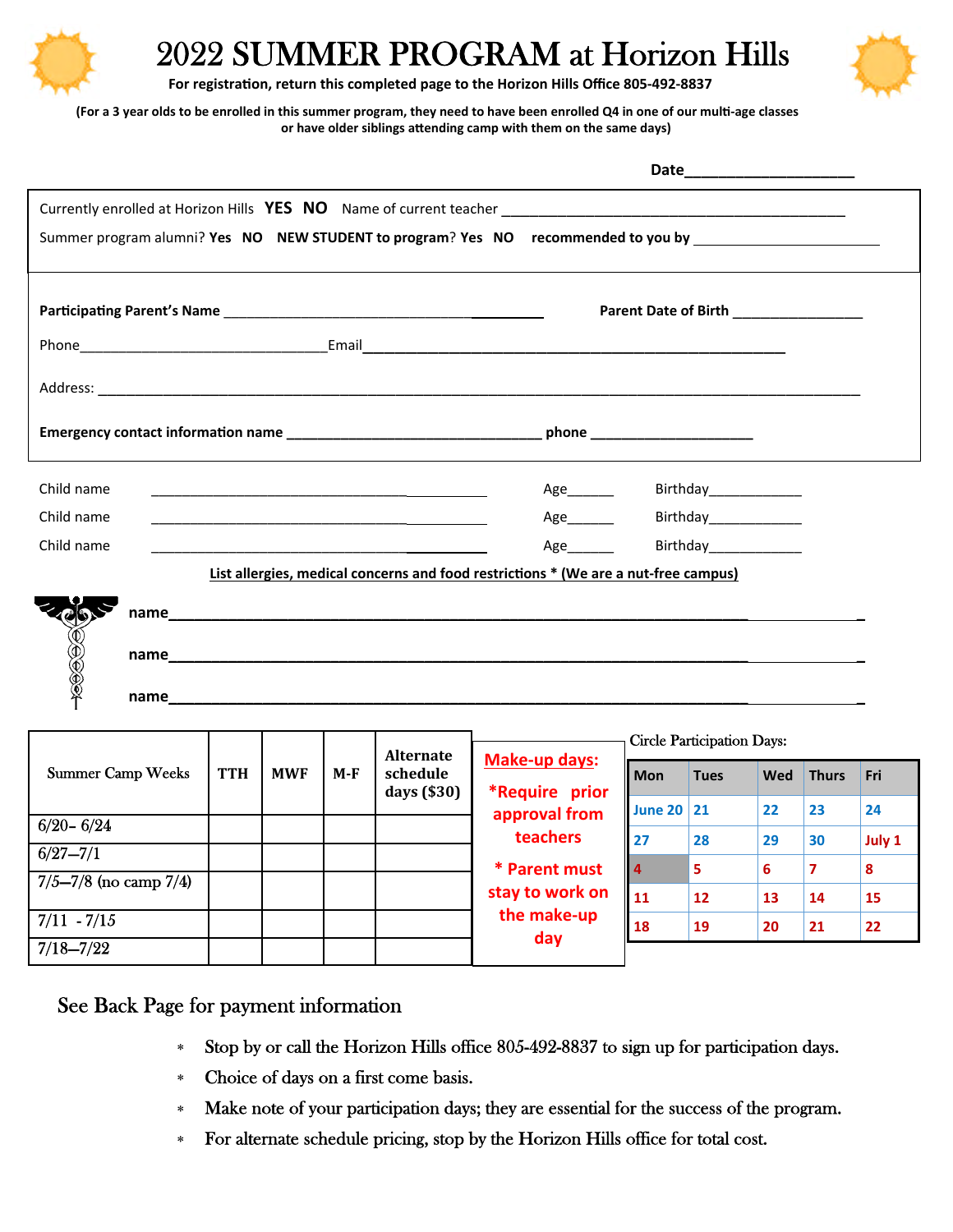# 2022 SUMMER PROGRAM at Horizon Hills

**For registration, return this completed page to the Horizon Hills Office 805-492-8837**

**(For a 3 year olds to be enrolled in this summer program, they need to have been enrolled Q4 in one of our multi-age classes or have older siblings attending camp with them on the same days)**

**Date**____________________

Currently enrolled at Horizon Hills **YES NO** Name of current teacher ____________________________________________

Summer program alumni? **Yes NO** **NEW STUDENT to program? Yes NO** **recommended to you by** ________________________

**Participating Parent's Name** ______________________________________ **Parent Date of Birth** ________________

Phone________________________________Email______________________________________________________

Address: ____________________________________________________________________________________________

**Emergency contact information name** _________________________________ **phone** _____________________

Child name ____________________________________________ Age______ Birthday____________

Child name ____________________________________________ Age______ Birthday____________

Child name ____________________________________________ Age______ Birthday____________

**List allergies, medical concerns and food restrictions * (We are a nut-free campus)**

**name**_____________________________________________________________________________________

**name**_____________________________________________________________________________________

**name**_____________________________________________________________________________________

| Summer Camp Weeks | TTH | MWF | M-F | Alternate schedule days ($30) |
|---|---|---|---|---|
| 6/20- 6/24 | | | | |
| 6/27—7/1 | | | | |
| 7/5—7/8 (no camp 7/4) | | | | |
| 7/11 - 7/15 | | | | |
| 7/18—7/22 | | | | |

**Make-up days:**

**\*Require prior approval from teachers**

**\* Parent must stay to work on the make-up day**

Circle Participation Days:

| Mon | Tues | Wed | Thurs | Fri |
|---|---|---|---|---|
| June 20 | 21 | 22 | 23 | 24 |
| 27 | 28 | 29 | 30 | July 1 |
| 4 | 5 | 6 | 7 | 8 |
| 11 | 12 | 13 | 14 | 15 |
| 18 | 19 | 20 | 21 | 22 |

## See Back Page for payment information

- Stop by or call the Horizon Hills office 805-492-8837 to sign up for participation days.
- Choice of days on a first come basis.
- Make note of your participation days; they are essential for the success of the program.
- For alternate schedule pricing, stop by the Horizon Hills office for total cost.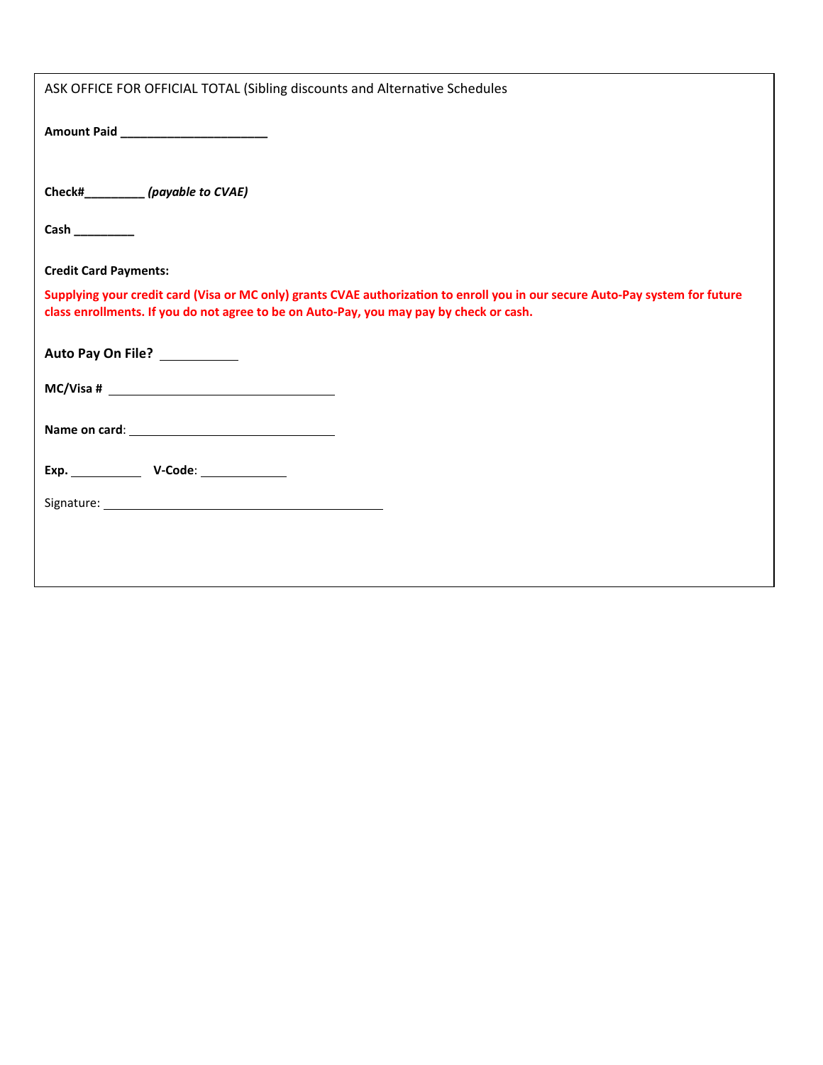ASK OFFICE FOR OFFICIAL TOTAL (Sibling discounts and Alternative Schedules

**Amount Paid** ______________________

**Check#**_________ ***(payable to CVAE)***

**Cash** _________

**Credit Card Payments:**

**Supplying your credit card (Visa or MC only) grants CVAE authorization to enroll you in our secure Auto-Pay system for future class enrollments. If you do not agree to be on Auto-Pay, you may pay by check or cash.**

**Auto Pay On File?** ____________

**MC/Visa #** __________________________________

**Name on card**: ________________________________

**Exp.** ___________ **V-Code**: _____________

Signature: __________________________________________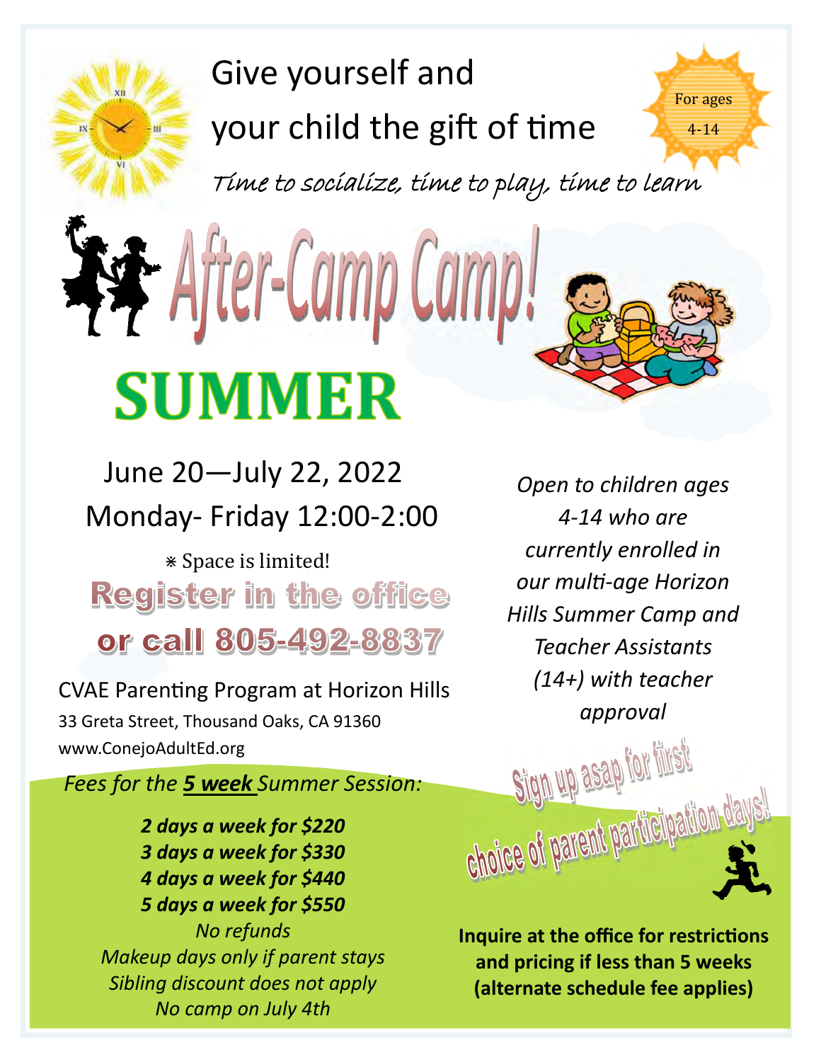# Give yourself and your child the gift of time

For ages 4-14

*Time to socialize, time to play, time to learn*

# After-Camp Camp!

# SUMMER

June 20—July 22, 2022

Monday- Friday 12:00-2:00

⁕ Space is limited!

**Register in the office or call 805-492-8837**

CVAE Parenting Program at Horizon Hills

33 Greta Street, Thousand Oaks, CA 91360

www.ConejoAdultEd.org

*Open to children ages 4-14 who are currently enrolled in our multi-age Horizon Hills Summer Camp and Teacher Assistants (14+) with teacher approval*

*Fees for the **5 week** Summer Session:*

***2 days a week for $220***

***3 days a week for $330***

***4 days a week for $440***

***5 days a week for $550***

*No refunds*

*Makeup days only if parent stays*

*Sibling discount does not apply*

*No camp on July 4th*

Sign up asap for first choice of parent participation days!

**Inquire at the office for restrictions and pricing if less than 5 weeks (alternate schedule fee applies)**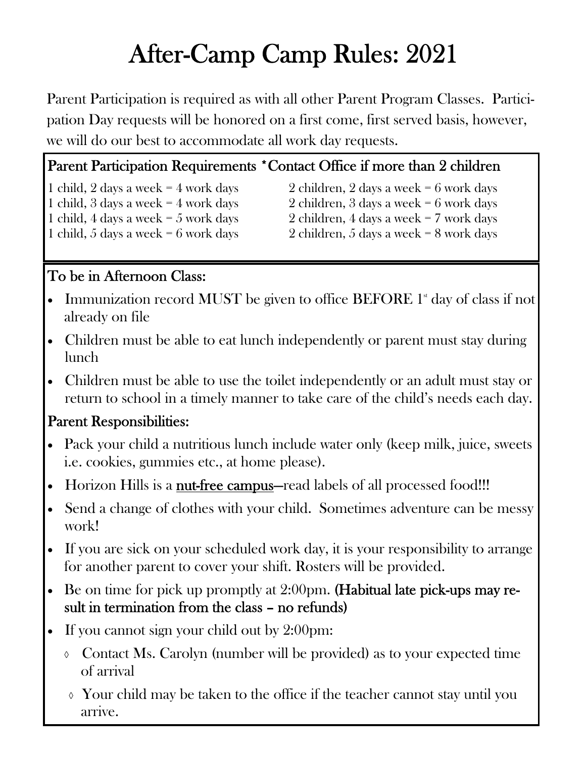# After-Camp Camp Rules: 2021

Parent Participation is required as with all other Parent Program Classes. Participation Day requests will be honored on a first come, first served basis, however, we will do our best to accommodate all work day requests.

## Parent Participation Requirements *Contact Office if more than 2 children

| | |
|---|---|
| 1 child, 2 days a week = 4 work days | 2 children, 2 days a week = 6 work days |
| 1 child, 3 days a week = 4 work days | 2 children, 3 days a week = 6 work days |
| 1 child, 4 days a week = 5 work days | 2 children, 4 days a week = 7 work days |
| 1 child, 5 days a week = 6 work days | 2 children, 5 days a week = 8 work days |

## To be in Afternoon Class:

- Immunization record MUST be given to office BEFORE 1st day of class if not already on file
- Children must be able to eat lunch independently or parent must stay during lunch
- Children must be able to use the toilet independently or an adult must stay or return to school in a timely manner to take care of the child's needs each day.

## Parent Responsibilities:

- Pack your child a nutritious lunch include water only (keep milk, juice, sweets i.e. cookies, gummies etc., at home please).
- Horizon Hills is a <u>nut-free campus</u>—read labels of all processed food!!!
- Send a change of clothes with your child. Sometimes adventure can be messy work!
- If you are sick on your scheduled work day, it is your responsibility to arrange for another parent to cover your shift. Rosters will be provided.
- Be on time for pick up promptly at 2:00pm. **(Habitual late pick-ups may result in termination from the class – no refunds)**
- If you cannot sign your child out by 2:00pm:
  - Contact Ms. Carolyn (number will be provided) as to your expected time of arrival
  - Your child may be taken to the office if the teacher cannot stay until you arrive.